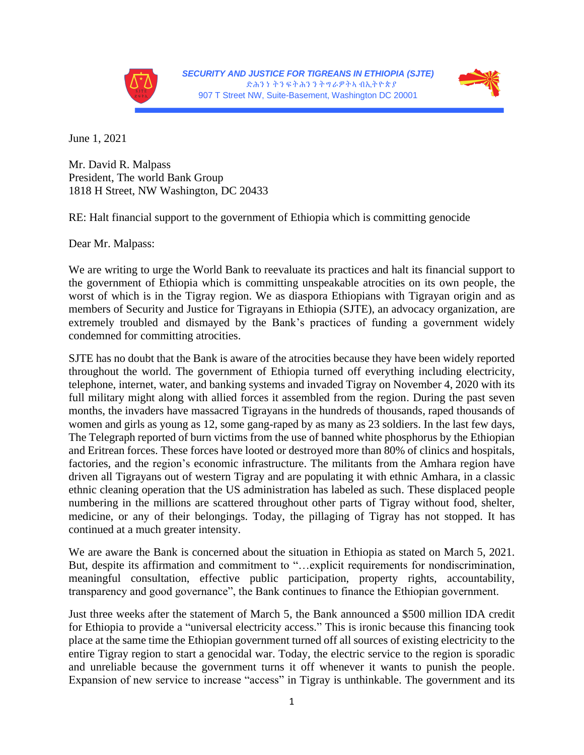**SECURITY AND JUSTICE FOR TIGREANS IN ETHIOPIA (SJTE)**
ድሕንነ ትንፍትሕንን ትግራዎትኣ ብኢትዮጵያ
907 T Street NW, Suite-Basement, Washington DC 20001

June 1, 2021

Mr. David R. Malpass
President, The world Bank Group
1818 H Street, NW Washington, DC 20433

RE: Halt financial support to the government of Ethiopia which is committing genocide

Dear Mr. Malpass:

We are writing to urge the World Bank to reevaluate its practices and halt its financial support to the government of Ethiopia which is committing unspeakable atrocities on its own people, the worst of which is in the Tigray region. We as diaspora Ethiopians with Tigrayan origin and as members of Security and Justice for Tigrayans in Ethiopia (SJTE), an advocacy organization, are extremely troubled and dismayed by the Bank's practices of funding a government widely condemned for committing atrocities.

SJTE has no doubt that the Bank is aware of the atrocities because they have been widely reported throughout the world. The government of Ethiopia turned off everything including electricity, telephone, internet, water, and banking systems and invaded Tigray on November 4, 2020 with its full military might along with allied forces it assembled from the region. During the past seven months, the invaders have massacred Tigrayans in the hundreds of thousands, raped thousands of women and girls as young as 12, some gang-raped by as many as 23 soldiers. In the last few days, The Telegraph reported of burn victims from the use of banned white phosphorus by the Ethiopian and Eritrean forces. These forces have looted or destroyed more than 80% of clinics and hospitals, factories, and the region's economic infrastructure. The militants from the Amhara region have driven all Tigrayans out of western Tigray and are populating it with ethnic Amhara, in a classic ethnic cleaning operation that the US administration has labeled as such. These displaced people numbering in the millions are scattered throughout other parts of Tigray without food, shelter, medicine, or any of their belongings. Today, the pillaging of Tigray has not stopped. It has continued at a much greater intensity.

We are aware the Bank is concerned about the situation in Ethiopia as stated on March 5, 2021. But, despite its affirmation and commitment to "…explicit requirements for nondiscrimination, meaningful consultation, effective public participation, property rights, accountability, transparency and good governance", the Bank continues to finance the Ethiopian government.

Just three weeks after the statement of March 5, the Bank announced a $500 million IDA credit for Ethiopia to provide a "universal electricity access." This is ironic because this financing took place at the same time the Ethiopian government turned off all sources of existing electricity to the entire Tigray region to start a genocidal war. Today, the electric service to the region is sporadic and unreliable because the government turns it off whenever it wants to punish the people. Expansion of new service to increase "access" in Tigray is unthinkable. The government and its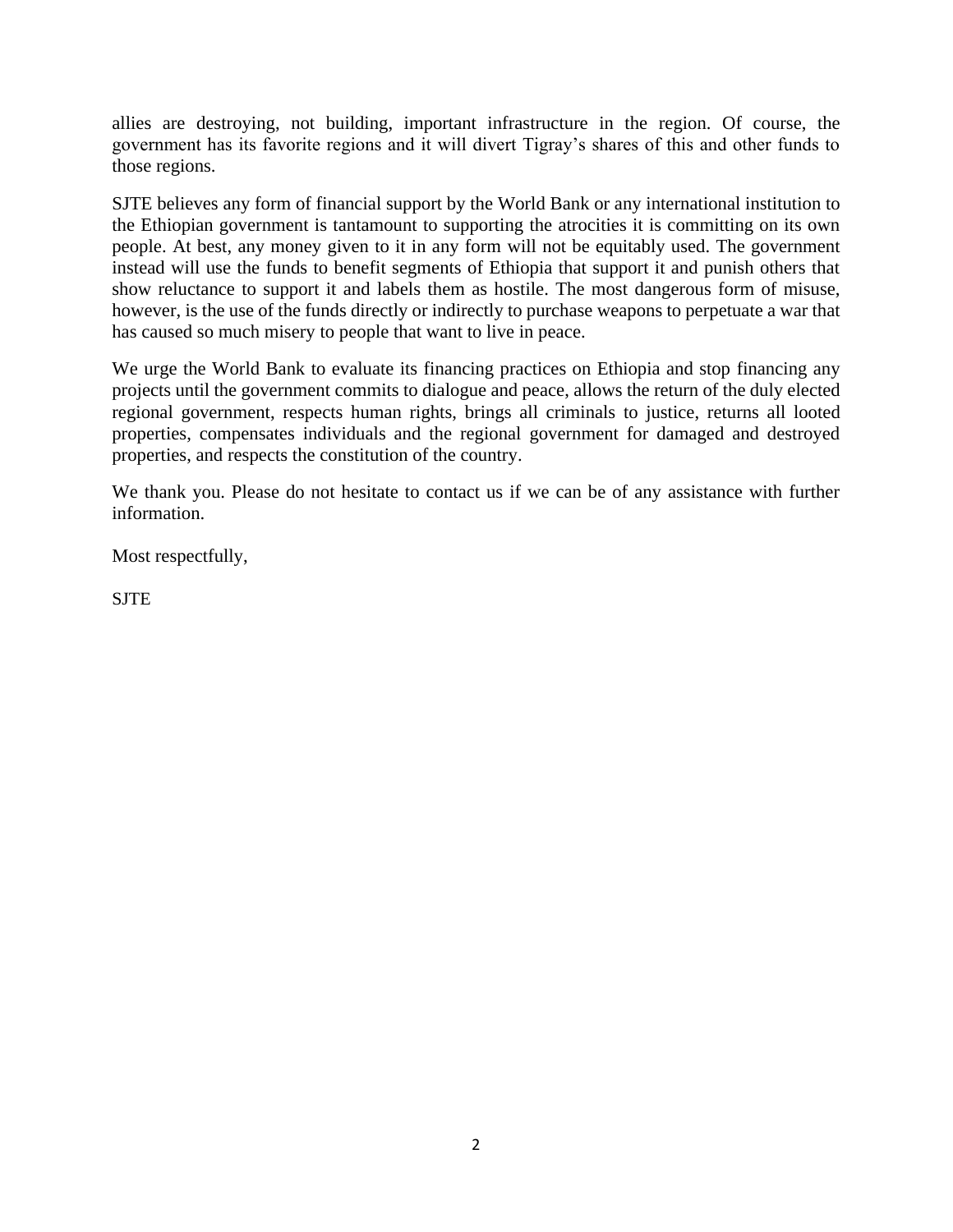allies are destroying, not building, important infrastructure in the region. Of course, the government has its favorite regions and it will divert Tigray's shares of this and other funds to those regions.

SJTE believes any form of financial support by the World Bank or any international institution to the Ethiopian government is tantamount to supporting the atrocities it is committing on its own people. At best, any money given to it in any form will not be equitably used. The government instead will use the funds to benefit segments of Ethiopia that support it and punish others that show reluctance to support it and labels them as hostile. The most dangerous form of misuse, however, is the use of the funds directly or indirectly to purchase weapons to perpetuate a war that has caused so much misery to people that want to live in peace.

We urge the World Bank to evaluate its financing practices on Ethiopia and stop financing any projects until the government commits to dialogue and peace, allows the return of the duly elected regional government, respects human rights, brings all criminals to justice, returns all looted properties, compensates individuals and the regional government for damaged and destroyed properties, and respects the constitution of the country.

We thank you. Please do not hesitate to contact us if we can be of any assistance with further information.

Most respectfully,

SJTE